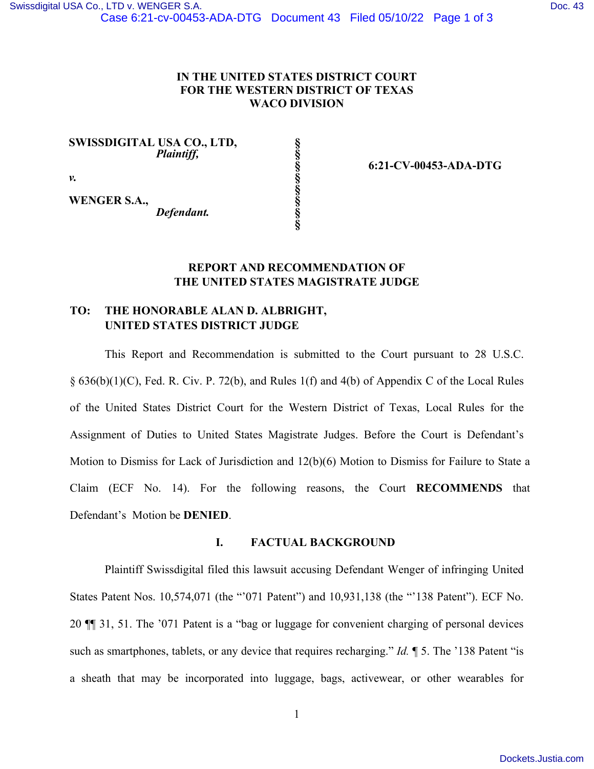**IN THE UNITED STATES DISTRICT COURT**
**FOR THE WESTERN DISTRICT OF TEXAS**
**WACO DIVISION**

| | | |
|---|---|---|
| **SWISSDIGITAL USA CO., LTD,** *Plaintiff,* | § | |
| | § | |
| *v.* | § | **6:21-CV-00453-ADA-DTG** |
| | § | |
| **WENGER S.A.,** *Defendant.* | § | |

**REPORT AND RECOMMENDATION OF**
**THE UNITED STATES MAGISTRATE JUDGE**

**TO: THE HONORABLE ALAN D. ALBRIGHT, UNITED STATES DISTRICT JUDGE**

This Report and Recommendation is submitted to the Court pursuant to 28 U.S.C. § 636(b)(1)(C), Fed. R. Civ. P. 72(b), and Rules 1(f) and 4(b) of Appendix C of the Local Rules of the United States District Court for the Western District of Texas, Local Rules for the Assignment of Duties to United States Magistrate Judges. Before the Court is Defendant's Motion to Dismiss for Lack of Jurisdiction and 12(b)(6) Motion to Dismiss for Failure to State a Claim (ECF No. 14). For the following reasons, the Court **RECOMMENDS** that Defendant's Motion be **DENIED**.

## I. FACTUAL BACKGROUND

Plaintiff Swissdigital filed this lawsuit accusing Defendant Wenger of infringing United States Patent Nos. 10,574,071 (the "'071 Patent") and 10,931,138 (the "'138 Patent"). ECF No. 20 ¶¶ 31, 51. The '071 Patent is a "bag or luggage for convenient charging of personal devices such as smartphones, tablets, or any device that requires recharging." *Id.* ¶ 5. The '138 Patent "is a sheath that may be incorporated into luggage, bags, activewear, or other wearables for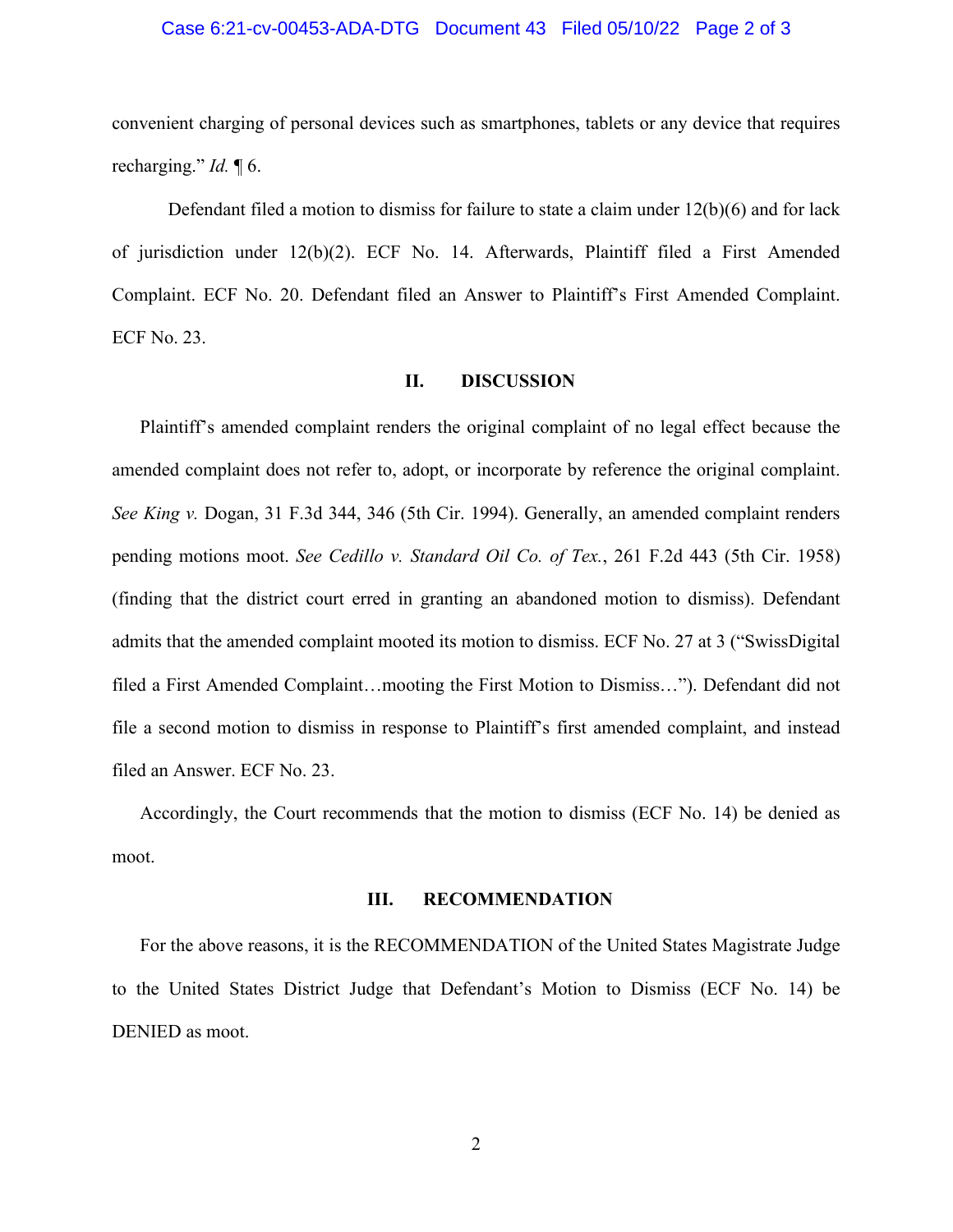convenient charging of personal devices such as smartphones, tablets or any device that requires recharging." *Id.* ¶ 6.

Defendant filed a motion to dismiss for failure to state a claim under 12(b)(6) and for lack of jurisdiction under 12(b)(2). ECF No. 14. Afterwards, Plaintiff filed a First Amended Complaint. ECF No. 20. Defendant filed an Answer to Plaintiff's First Amended Complaint. ECF No. 23.

## II. DISCUSSION

Plaintiff's amended complaint renders the original complaint of no legal effect because the amended complaint does not refer to, adopt, or incorporate by reference the original complaint. *See King v.* Dogan, 31 F.3d 344, 346 (5th Cir. 1994). Generally, an amended complaint renders pending motions moot. *See Cedillo v. Standard Oil Co. of Tex.*, 261 F.2d 443 (5th Cir. 1958) (finding that the district court erred in granting an abandoned motion to dismiss). Defendant admits that the amended complaint mooted its motion to dismiss. ECF No. 27 at 3 ("SwissDigital filed a First Amended Complaint…mooting the First Motion to Dismiss…"). Defendant did not file a second motion to dismiss in response to Plaintiff's first amended complaint, and instead filed an Answer. ECF No. 23.

Accordingly, the Court recommends that the motion to dismiss (ECF No. 14) be denied as moot.

## III. RECOMMENDATION

For the above reasons, it is the RECOMMENDATION of the United States Magistrate Judge to the United States District Judge that Defendant's Motion to Dismiss (ECF No. 14) be DENIED as moot.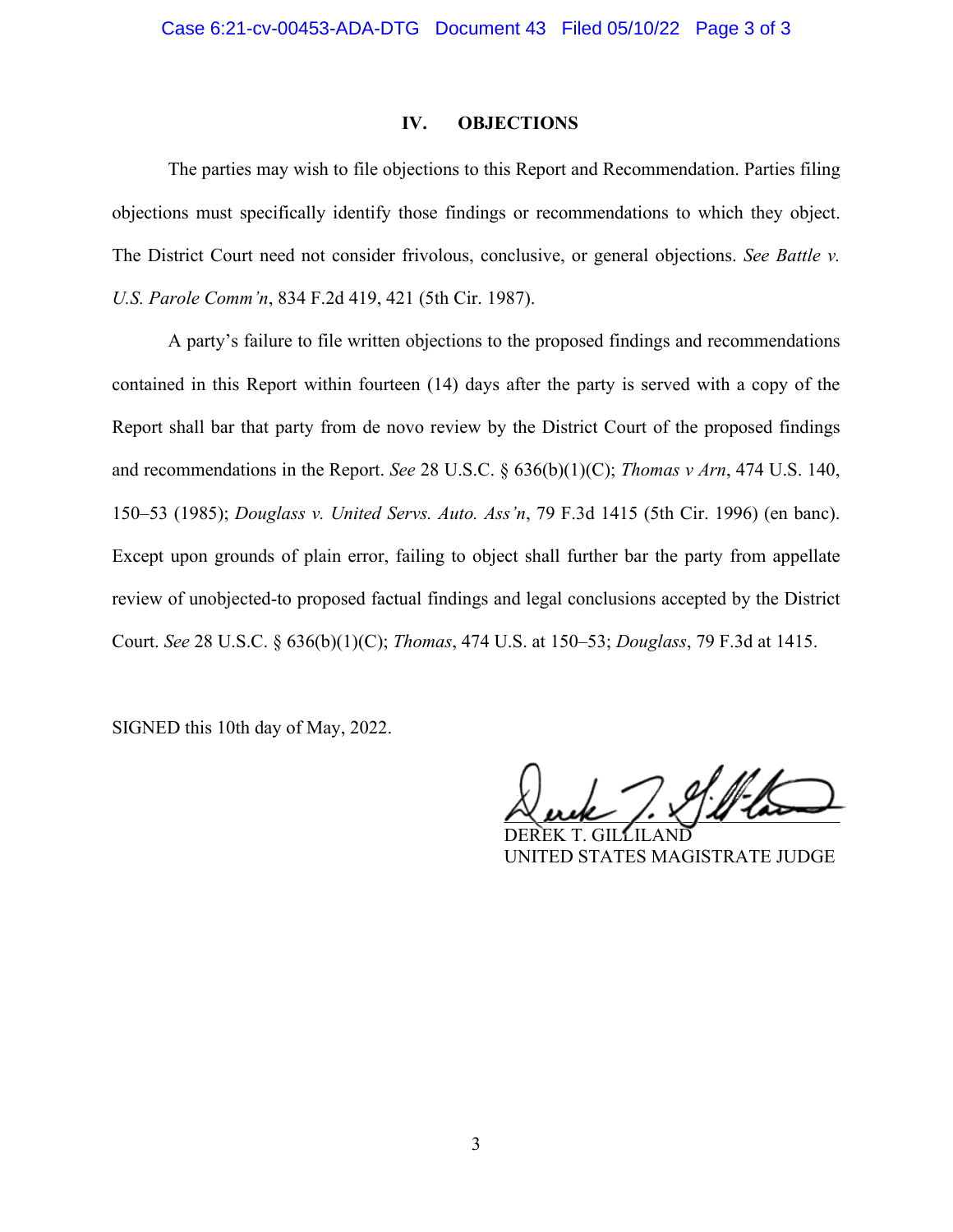## IV. OBJECTIONS

The parties may wish to file objections to this Report and Recommendation. Parties filing objections must specifically identify those findings or recommendations to which they object. The District Court need not consider frivolous, conclusive, or general objections. *See Battle v. U.S. Parole Comm'n*, 834 F.2d 419, 421 (5th Cir. 1987).

A party's failure to file written objections to the proposed findings and recommendations contained in this Report within fourteen (14) days after the party is served with a copy of the Report shall bar that party from de novo review by the District Court of the proposed findings and recommendations in the Report. *See* 28 U.S.C. § 636(b)(1)(C); *Thomas v Arn*, 474 U.S. 140, 150–53 (1985); *Douglass v. United Servs. Auto. Ass'n*, 79 F.3d 1415 (5th Cir. 1996) (en banc). Except upon grounds of plain error, failing to object shall further bar the party from appellate review of unobjected-to proposed factual findings and legal conclusions accepted by the District Court. *See* 28 U.S.C. § 636(b)(1)(C); *Thomas*, 474 U.S. at 150–53; *Douglass*, 79 F.3d at 1415.

SIGNED this 10th day of May, 2022.

DEREK T. GILLILAND
UNITED STATES MAGISTRATE JUDGE